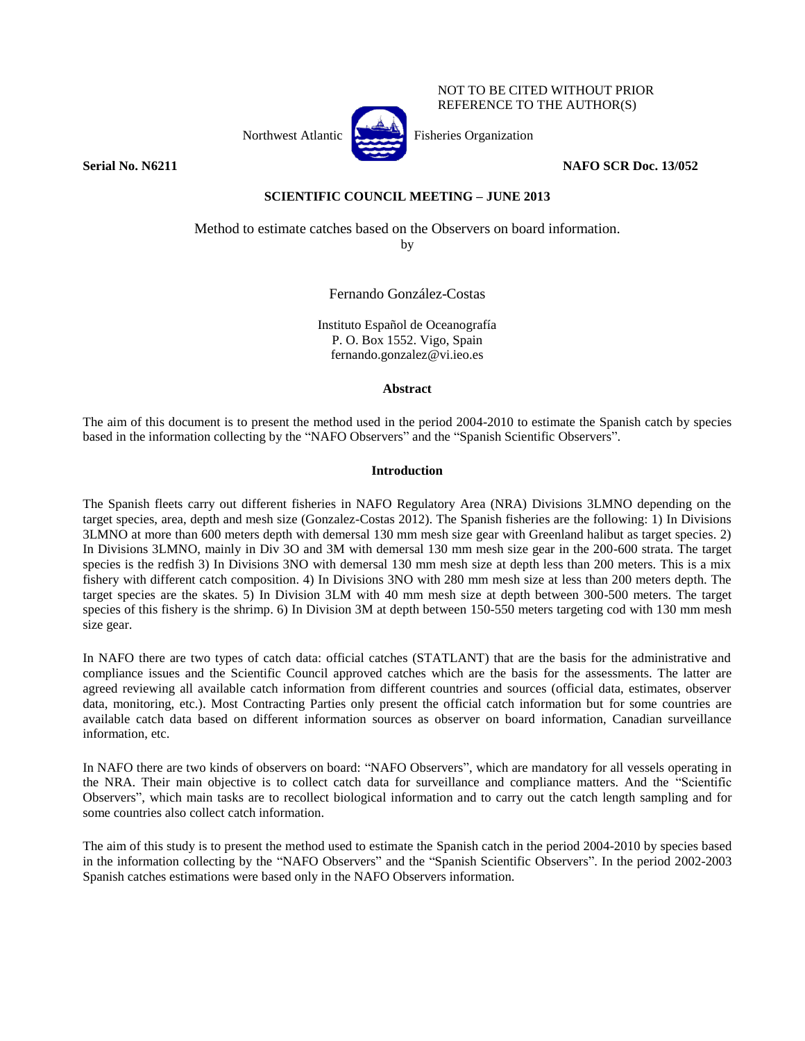NOT TO BE CITED WITHOUT PRIOR REFERENCE TO THE AUTHOR(S)

Northwest Atlantic Fisheries Organization

**Serial No. N6211** **NAFO SCR Doc. 13/052**

**SCIENTIFIC COUNCIL MEETING – JUNE 2013**

# Method to estimate catches based on the Observers on board information.

by

Fernando González-Costas

Instituto Español de Oceanografía
P. O. Box 1552. Vigo, Spain
fernando.gonzalez@vi.ieo.es

## Abstract

The aim of this document is to present the method used in the period 2004-2010 to estimate the Spanish catch by species based in the information collecting by the "NAFO Observers" and the "Spanish Scientific Observers".

## Introduction

The Spanish fleets carry out different fisheries in NAFO Regulatory Area (NRA) Divisions 3LMNO depending on the target species, area, depth and mesh size (Gonzalez-Costas 2012). The Spanish fisheries are the following: 1) In Divisions 3LMNO at more than 600 meters depth with demersal 130 mm mesh size gear with Greenland halibut as target species. 2) In Divisions 3LMNO, mainly in Div 3O and 3M with demersal 130 mm mesh size gear in the 200-600 strata. The target species is the redfish 3) In Divisions 3NO with demersal 130 mm mesh size at depth less than 200 meters. This is a mix fishery with different catch composition. 4) In Divisions 3NO with 280 mm mesh size at less than 200 meters depth. The target species are the skates. 5) In Division 3LM with 40 mm mesh size at depth between 300-500 meters. The target species of this fishery is the shrimp. 6) In Division 3M at depth between 150-550 meters targeting cod with 130 mm mesh size gear.

In NAFO there are two types of catch data: official catches (STATLANT) that are the basis for the administrative and compliance issues and the Scientific Council approved catches which are the basis for the assessments. The latter are agreed reviewing all available catch information from different countries and sources (official data, estimates, observer data, monitoring, etc.). Most Contracting Parties only present the official catch information but for some countries are available catch data based on different information sources as observer on board information, Canadian surveillance information, etc.

In NAFO there are two kinds of observers on board: "NAFO Observers", which are mandatory for all vessels operating in the NRA. Their main objective is to collect catch data for surveillance and compliance matters. And the "Scientific Observers", which main tasks are to recollect biological information and to carry out the catch length sampling and for some countries also collect catch information.

The aim of this study is to present the method used to estimate the Spanish catch in the period 2004-2010 by species based in the information collecting by the "NAFO Observers" and the "Spanish Scientific Observers". In the period 2002-2003 Spanish catches estimations were based only in the NAFO Observers information.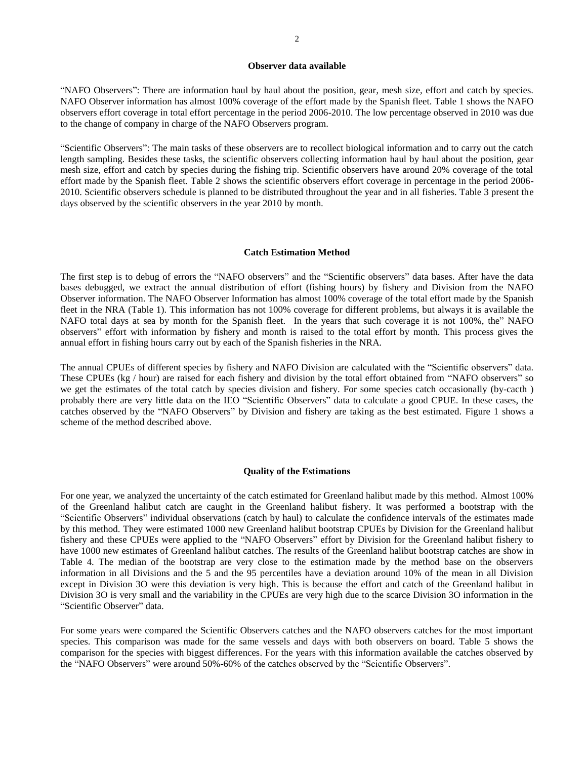## Observer data available

"NAFO Observers": There are information haul by haul about the position, gear, mesh size, effort and catch by species. NAFO Observer information has almost 100% coverage of the effort made by the Spanish fleet. Table 1 shows the NAFO observers effort coverage in total effort percentage in the period 2006-2010. The low percentage observed in 2010 was due to the change of company in charge of the NAFO Observers program.

"Scientific Observers": The main tasks of these observers are to recollect biological information and to carry out the catch length sampling. Besides these tasks, the scientific observers collecting information haul by haul about the position, gear mesh size, effort and catch by species during the fishing trip. Scientific observers have around 20% coverage of the total effort made by the Spanish fleet. Table 2 shows the scientific observers effort coverage in percentage in the period 2006-2010. Scientific observers schedule is planned to be distributed throughout the year and in all fisheries. Table 3 present the days observed by the scientific observers in the year 2010 by month.

## Catch Estimation Method

The first step is to debug of errors the "NAFO observers" and the "Scientific observers" data bases. After have the data bases debugged, we extract the annual distribution of effort (fishing hours) by fishery and Division from the NAFO Observer information. The NAFO Observer Information has almost 100% coverage of the total effort made by the Spanish fleet in the NRA (Table 1). This information has not 100% coverage for different problems, but always it is available the NAFO total days at sea by month for the Spanish fleet. In the years that such coverage it is not 100%, the" NAFO observers" effort with information by fishery and month is raised to the total effort by month. This process gives the annual effort in fishing hours carry out by each of the Spanish fisheries in the NRA.

The annual CPUEs of different species by fishery and NAFO Division are calculated with the "Scientific observers" data. These CPUEs (kg / hour) are raised for each fishery and division by the total effort obtained from "NAFO observers" so we get the estimates of the total catch by species division and fishery. For some species catch occasionally (by-cacth ) probably there are very little data on the IEO "Scientific Observers" data to calculate a good CPUE. In these cases, the catches observed by the "NAFO Observers" by Division and fishery are taking as the best estimated. Figure 1 shows a scheme of the method described above.

## Quality of the Estimations

For one year, we analyzed the uncertainty of the catch estimated for Greenland halibut made by this method. Almost 100% of the Greenland halibut catch are caught in the Greenland halibut fishery. It was performed a bootstrap with the "Scientific Observers" individual observations (catch by haul) to calculate the confidence intervals of the estimates made by this method. They were estimated 1000 new Greenland halibut bootstrap CPUEs by Division for the Greenland halibut fishery and these CPUEs were applied to the "NAFO Observers" effort by Division for the Greenland halibut fishery to have 1000 new estimates of Greenland halibut catches. The results of the Greenland halibut bootstrap catches are show in Table 4. The median of the bootstrap are very close to the estimation made by the method base on the observers information in all Divisions and the 5 and the 95 percentiles have a deviation around 10% of the mean in all Division except in Division 3O were this deviation is very high. This is because the effort and catch of the Greenland halibut in Division 3O is very small and the variability in the CPUEs are very high due to the scarce Division 3O information in the "Scientific Observer" data.

For some years were compared the Scientific Observers catches and the NAFO observers catches for the most important species. This comparison was made for the same vessels and days with both observers on board. Table 5 shows the comparison for the species with biggest differences. For the years with this information available the catches observed by the "NAFO Observers" were around 50%-60% of the catches observed by the "Scientific Observers".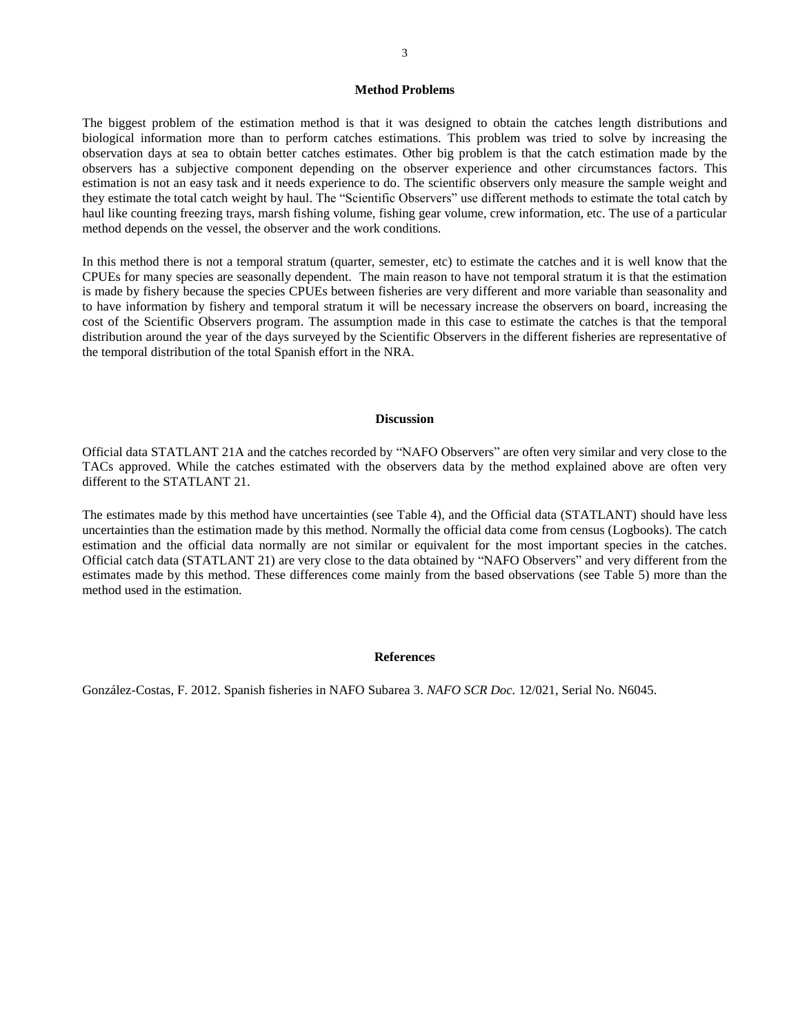## Method Problems

The biggest problem of the estimation method is that it was designed to obtain the catches length distributions and biological information more than to perform catches estimations. This problem was tried to solve by increasing the observation days at sea to obtain better catches estimates. Other big problem is that the catch estimation made by the observers has a subjective component depending on the observer experience and other circumstances factors. This estimation is not an easy task and it needs experience to do. The scientific observers only measure the sample weight and they estimate the total catch weight by haul. The "Scientific Observers" use different methods to estimate the total catch by haul like counting freezing trays, marsh fishing volume, fishing gear volume, crew information, etc. The use of a particular method depends on the vessel, the observer and the work conditions.

In this method there is not a temporal stratum (quarter, semester, etc) to estimate the catches and it is well know that the CPUEs for many species are seasonally dependent. The main reason to have not temporal stratum it is that the estimation is made by fishery because the species CPUEs between fisheries are very different and more variable than seasonality and to have information by fishery and temporal stratum it will be necessary increase the observers on board, increasing the cost of the Scientific Observers program. The assumption made in this case to estimate the catches is that the temporal distribution around the year of the days surveyed by the Scientific Observers in the different fisheries are representative of the temporal distribution of the total Spanish effort in the NRA.

## Discussion

Official data STATLANT 21A and the catches recorded by "NAFO Observers" are often very similar and very close to the TACs approved. While the catches estimated with the observers data by the method explained above are often very different to the STATLANT 21.

The estimates made by this method have uncertainties (see Table 4), and the Official data (STATLANT) should have less uncertainties than the estimation made by this method. Normally the official data come from census (Logbooks). The catch estimation and the official data normally are not similar or equivalent for the most important species in the catches. Official catch data (STATLANT 21) are very close to the data obtained by "NAFO Observers" and very different from the estimates made by this method. These differences come mainly from the based observations (see Table 5) more than the method used in the estimation.

## References

González-Costas, F. 2012. Spanish fisheries in NAFO Subarea 3. *NAFO SCR Doc.* 12/021, Serial No. N6045.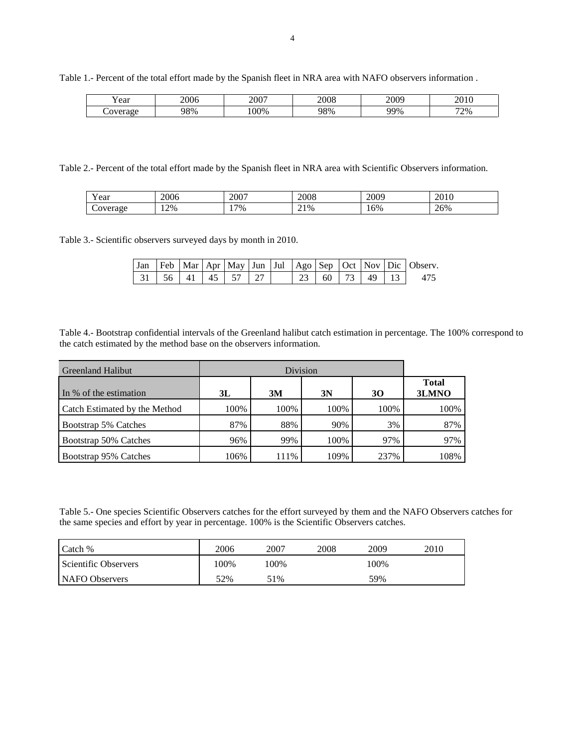Table 1.- Percent of the total effort made by the Spanish fleet in NRA area with NAFO observers information .

| Year | 2006 | 2007 | 2008 | 2009 | 2010 |
|---|---|---|---|---|---|
| Coverage | 98% | 100% | 98% | 99% | 72% |

Table 2.- Percent of the total effort made by the Spanish fleet in NRA area with Scientific Observers information.

| Year | 2006 | 2007 | 2008 | 2009 | 2010 |
|---|---|---|---|---|---|
| Coverage | 12% | 17% | 21% | 16% | 26% |

Table 3.- Scientific observers surveyed days by month in 2010.

| Jan | Feb | Mar | Apr | May | Jun | Jul | Ago | Sep | Oct | Nov | Dic | Observ. |
|---|---|---|---|---|---|---|---|---|---|---|---|---|
| 31 | 56 | 41 | 45 | 57 | 27 | | 23 | 60 | 73 | 49 | 13 | 475 |

Table 4.- Bootstrap confidential intervals of the Greenland halibut catch estimation in percentage. The 100% correspond to the catch estimated by the method base on the observers information.

| Greenland Halibut | Division | | | | |
|---|---|---|---|---|---|
| In % of the estimation | **3L** | **3M** | **3N** | **3O** | **Total 3LMNO** |
| Catch Estimated by the Method | 100% | 100% | 100% | 100% | 100% |
| Bootstrap 5% Catches | 87% | 88% | 90% | 3% | 87% |
| Bootstrap 50% Catches | 96% | 99% | 100% | 97% | 97% |
| Bootstrap 95% Catches | 106% | 111% | 109% | 237% | 108% |

Table 5.- One species Scientific Observers catches for the effort surveyed by them and the NAFO Observers catches for the same species and effort by year in percentage. 100% is the Scientific Observers catches.

| Catch % | 2006 | 2007 | 2008 | 2009 | 2010 |
|---|---|---|---|---|---|
| Scientific Observers | 100% | 100% | | 100% | |
| NAFO Observers | 52% | 51% | | 59% | |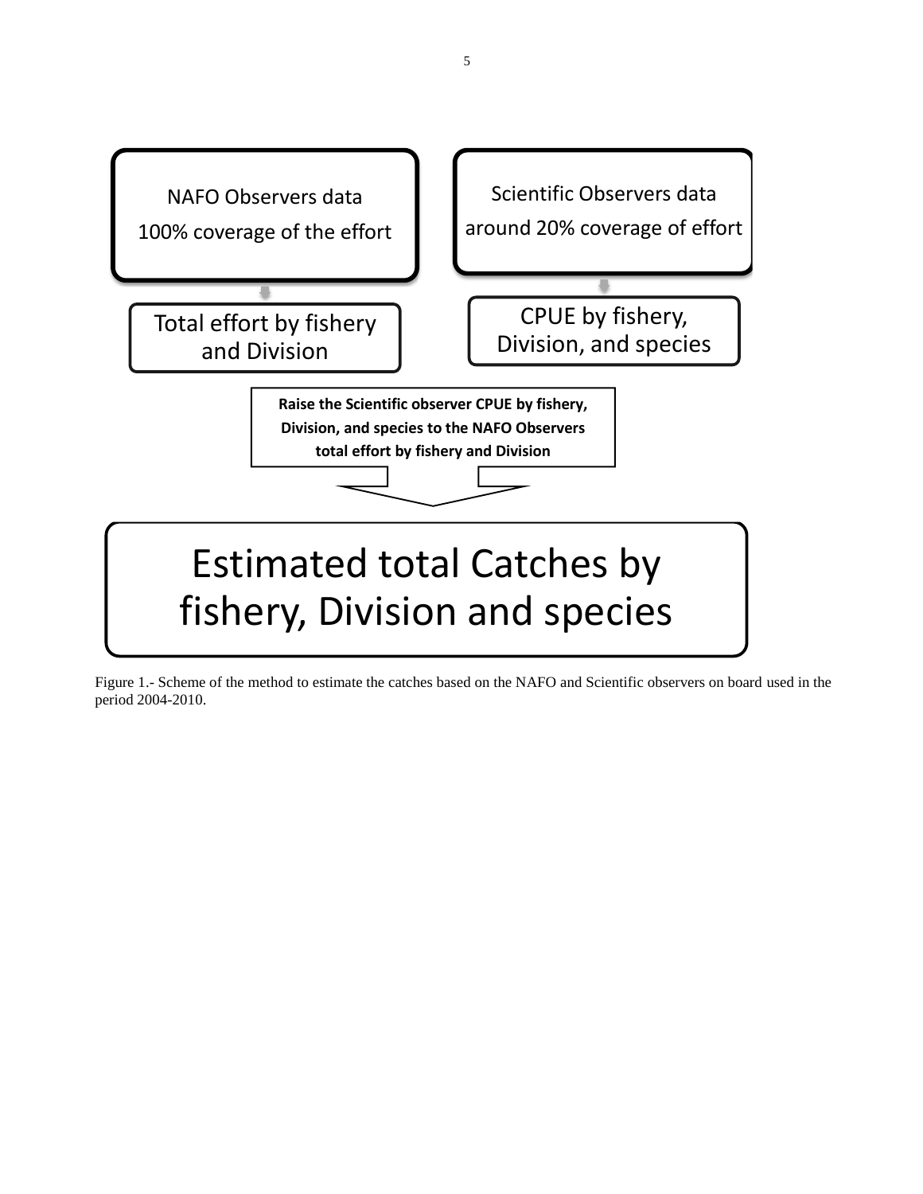NAFO Observers data

100% coverage of the effort

Scientific Observers data

around 20% coverage of effort

Total effort by fishery and Division

CPUE by fishery, Division, and species

Raise the Scientific observer CPUE by fishery, Division, and species to the NAFO Observers total effort by fishery and Division

Estimated total Catches by fishery, Division and species

Figure 1.- Scheme of the method to estimate the catches based on the NAFO and Scientific observers on board used in the period 2004-2010.